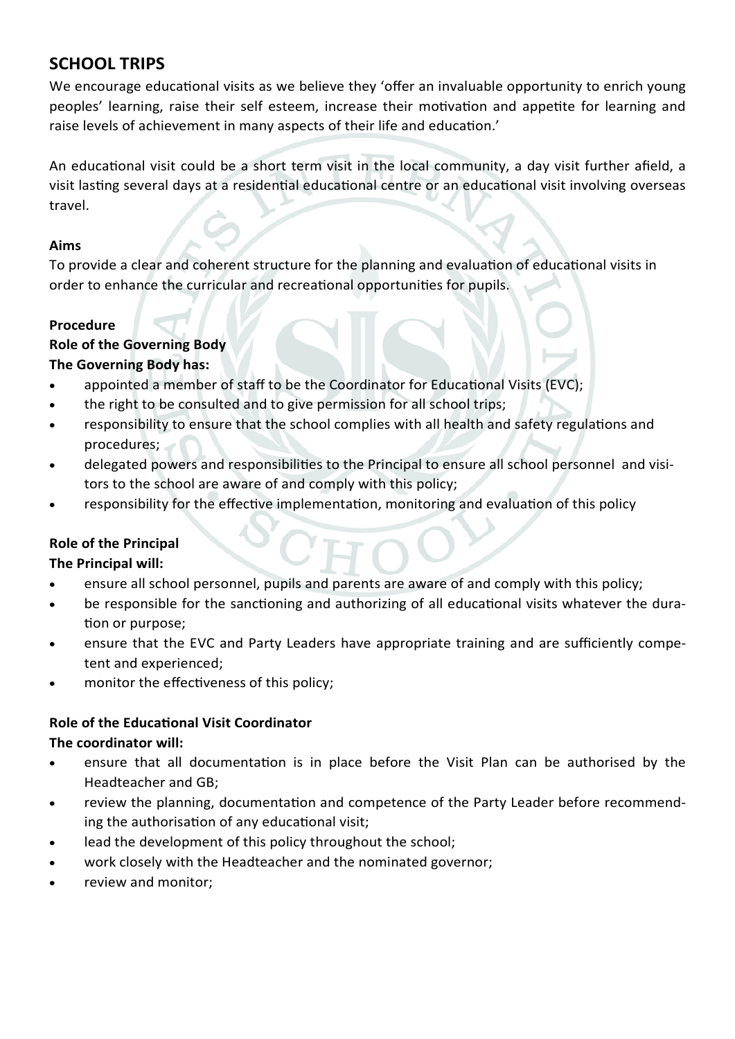## SCHOOL TRIPS

We encourage educational visits as we believe they 'offer an invaluable opportunity to enrich young peoples' learning, raise their self esteem, increase their motivation and appetite for learning and raise levels of achievement in many aspects of their life and education.'

An educational visit could be a short term visit in the local community, a day visit further afield, a visit lasting several days at a residential educational centre or an educational visit involving overseas travel.

**Aims**

To provide a clear and coherent structure for the planning and evaluation of educational visits in order to enhance the curricular and recreational opportunities for pupils.

**Procedure**

**Role of the Governing Body**

**The Governing Body has:**

- appointed a member of staff to be the Coordinator for Educational Visits (EVC);
- the right to be consulted and to give permission for all school trips;
- responsibility to ensure that the school complies with all health and safety regulations and procedures;
- delegated powers and responsibilities to the Principal to ensure all school personnel and visitors to the school are aware of and comply with this policy;
- responsibility for the effective implementation, monitoring and evaluation of this policy

**Role of the Principal**

**The Principal will:**

- ensure all school personnel, pupils and parents are aware of and comply with this policy;
- be responsible for the sanctioning and authorizing of all educational visits whatever the duration or purpose;
- ensure that the EVC and Party Leaders have appropriate training and are sufficiently competent and experienced;
- monitor the effectiveness of this policy;

**Role of the Educational Visit Coordinator**

**The coordinator will:**

- ensure that all documentation is in place before the Visit Plan can be authorised by the Headteacher and GB;
- review the planning, documentation and competence of the Party Leader before recommending the authorisation of any educational visit;
- lead the development of this policy throughout the school;
- work closely with the Headteacher and the nominated governor;
- review and monitor;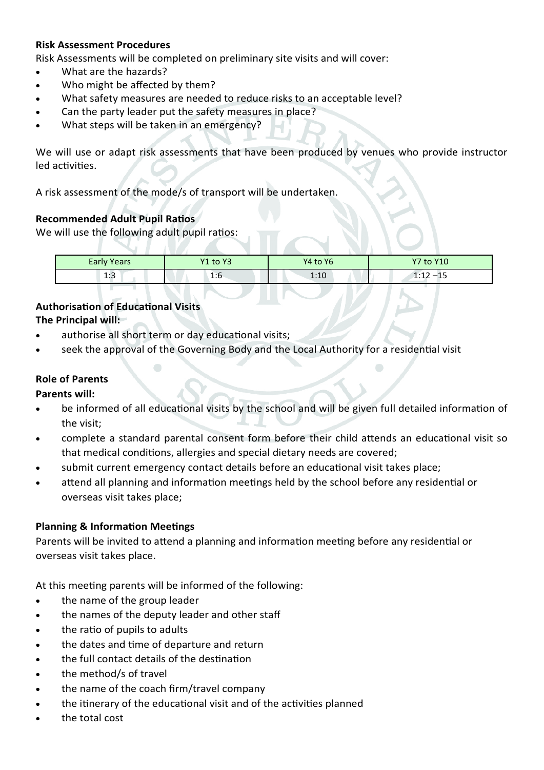**Risk Assessment Procedures**

Risk Assessments will be completed on preliminary site visits and will cover:

- What are the hazards?
- Who might be affected by them?
- What safety measures are needed to reduce risks to an acceptable level?
- Can the party leader put the safety measures in place?
- What steps will be taken in an emergency?

We will use or adapt risk assessments that have been produced by venues who provide instructor led activities.

A risk assessment of the mode/s of transport will be undertaken.

**Recommended Adult Pupil Ratios**

We will use the following adult pupil ratios:

| Early Years | Y1 to Y3 | Y4 to Y6 | Y7 to Y10 |
|---|---|---|---|
| 1:3 | 1:6 | 1:10 | 1:12 –15 |

**Authorisation of Educational Visits**

**The Principal will:**

- authorise all short term or day educational visits;
- seek the approval of the Governing Body and the Local Authority for a residential visit

**Role of Parents**

**Parents will:**

- be informed of all educational visits by the school and will be given full detailed information of the visit;
- complete a standard parental consent form before their child attends an educational visit so that medical conditions, allergies and special dietary needs are covered;
- submit current emergency contact details before an educational visit takes place;
- attend all planning and information meetings held by the school before any residential or overseas visit takes place;

**Planning & Information Meetings**

Parents will be invited to attend a planning and information meeting before any residential or overseas visit takes place.

At this meeting parents will be informed of the following:

- the name of the group leader
- the names of the deputy leader and other staff
- the ratio of pupils to adults
- the dates and time of departure and return
- the full contact details of the destination
- the method/s of travel
- the name of the coach firm/travel company
- the itinerary of the educational visit and of the activities planned
- the total cost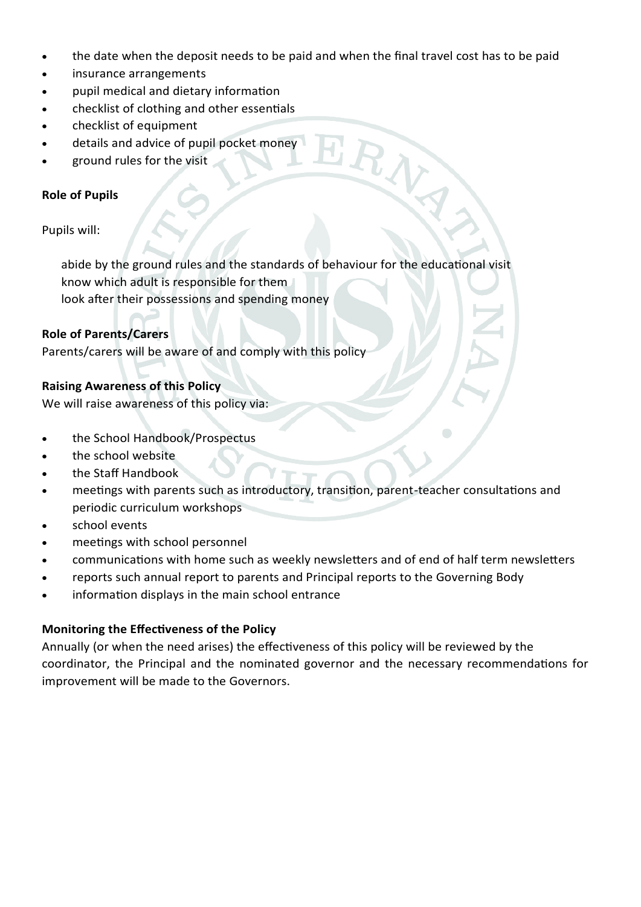- the date when the deposit needs to be paid and when the final travel cost has to be paid
- insurance arrangements
- pupil medical and dietary information
- checklist of clothing and other essentials
- checklist of equipment
- details and advice of pupil pocket money
- ground rules for the visit

**Role of Pupils**

Pupils will:

abide by the ground rules and the standards of behaviour for the educational visit
know which adult is responsible for them
look after their possessions and spending money

**Role of Parents/Carers**

Parents/carers will be aware of and comply with this policy

**Raising Awareness of this Policy**

We will raise awareness of this policy via:

- the School Handbook/Prospectus
- the school website
- the Staff Handbook
- meetings with parents such as introductory, transition, parent-teacher consultations and periodic curriculum workshops
- school events
- meetings with school personnel
- communications with home such as weekly newsletters and of end of half term newsletters
- reports such annual report to parents and Principal reports to the Governing Body
- information displays in the main school entrance

**Monitoring the Effectiveness of the Policy**

Annually (or when the need arises) the effectiveness of this policy will be reviewed by the coordinator, the Principal and the nominated governor and the necessary recommendations for improvement will be made to the Governors.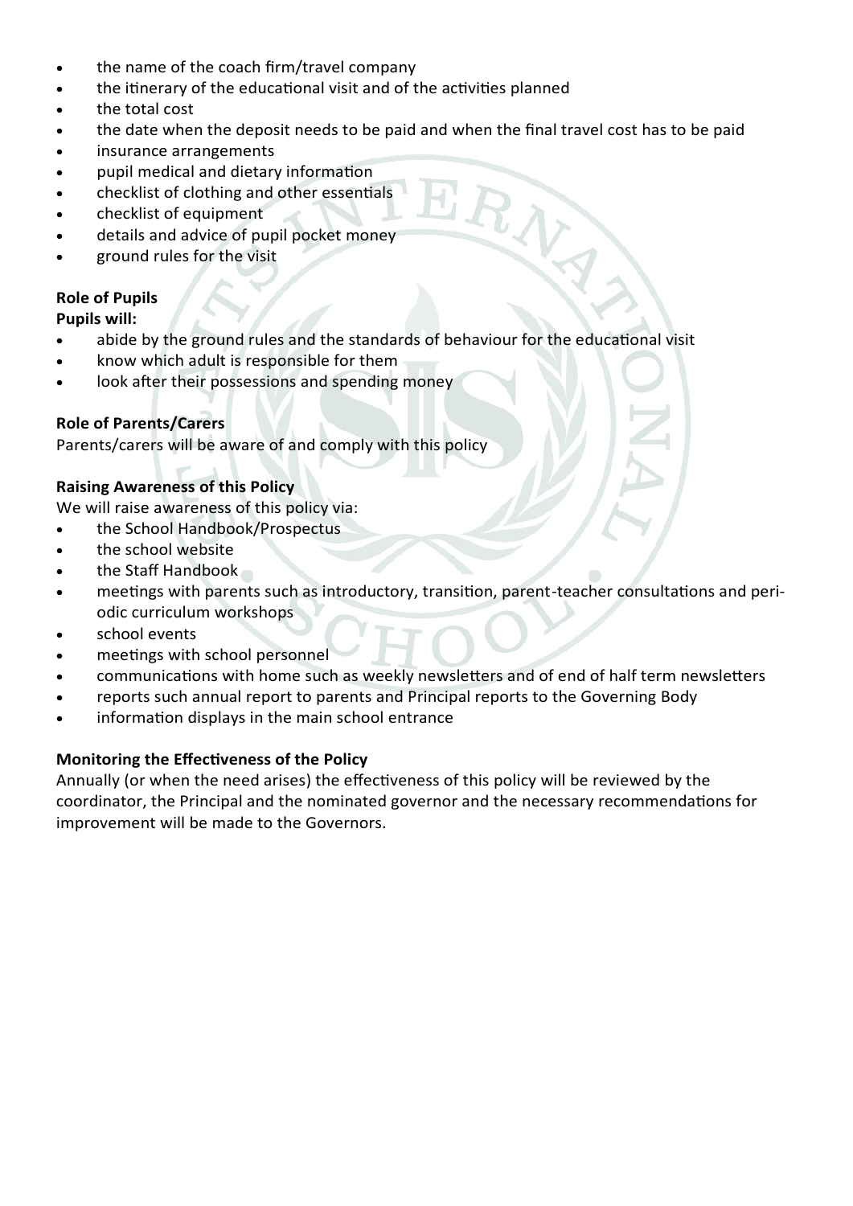- the name of the coach firm/travel company
- the itinerary of the educational visit and of the activities planned
- the total cost
- the date when the deposit needs to be paid and when the final travel cost has to be paid
- insurance arrangements
- pupil medical and dietary information
- checklist of clothing and other essentials
- checklist of equipment
- details and advice of pupil pocket money
- ground rules for the visit

**Role of Pupils**

**Pupils will:**

- abide by the ground rules and the standards of behaviour for the educational visit
- know which adult is responsible for them
- look after their possessions and spending money

**Role of Parents/Carers**

Parents/carers will be aware of and comply with this policy

**Raising Awareness of this Policy**

We will raise awareness of this policy via:

- the School Handbook/Prospectus
- the school website
- the Staff Handbook
- meetings with parents such as introductory, transition, parent-teacher consultations and periodic curriculum workshops
- school events
- meetings with school personnel
- communications with home such as weekly newsletters and of end of half term newsletters
- reports such annual report to parents and Principal reports to the Governing Body
- information displays in the main school entrance

**Monitoring the Effectiveness of the Policy**

Annually (or when the need arises) the effectiveness of this policy will be reviewed by the coordinator, the Principal and the nominated governor and the necessary recommendations for improvement will be made to the Governors.